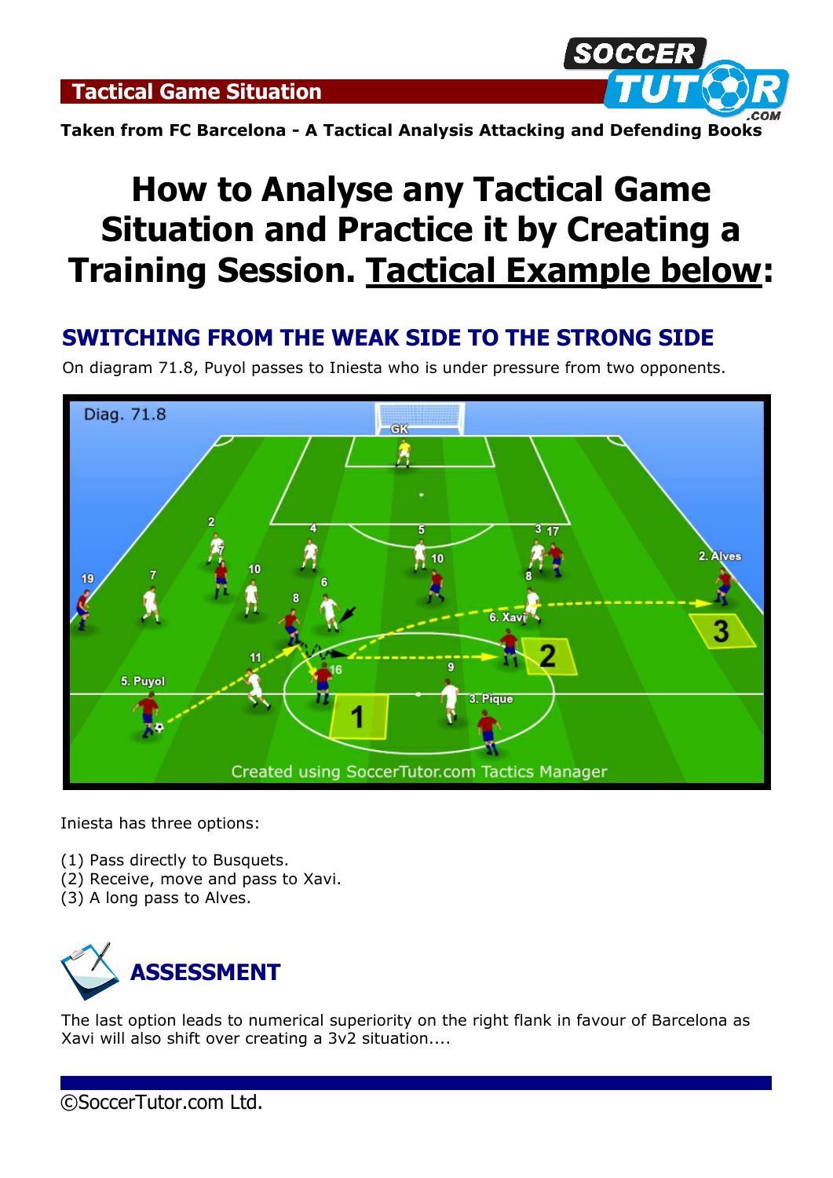## Tactical Game Situation

**Taken from FC Barcelona - A Tactical Analysis Attacking and Defending Books**

# How to Analyse any Tactical Game Situation and Practice it by Creating a Training Session. Tactical Example below:

## SWITCHING FROM THE WEAK SIDE TO THE STRONG SIDE

On diagram 71.8, Puyol passes to Iniesta who is under pressure from two opponents.

Iniesta has three options:

(1) Pass directly to Busquets.
(2) Receive, move and pass to Xavi.
(3) A long pass to Alves.

## ASSESSMENT

The last option leads to numerical superiority on the right flank in favour of Barcelona as Xavi will also shift over creating a 3v2 situation....

©SoccerTutor.com Ltd.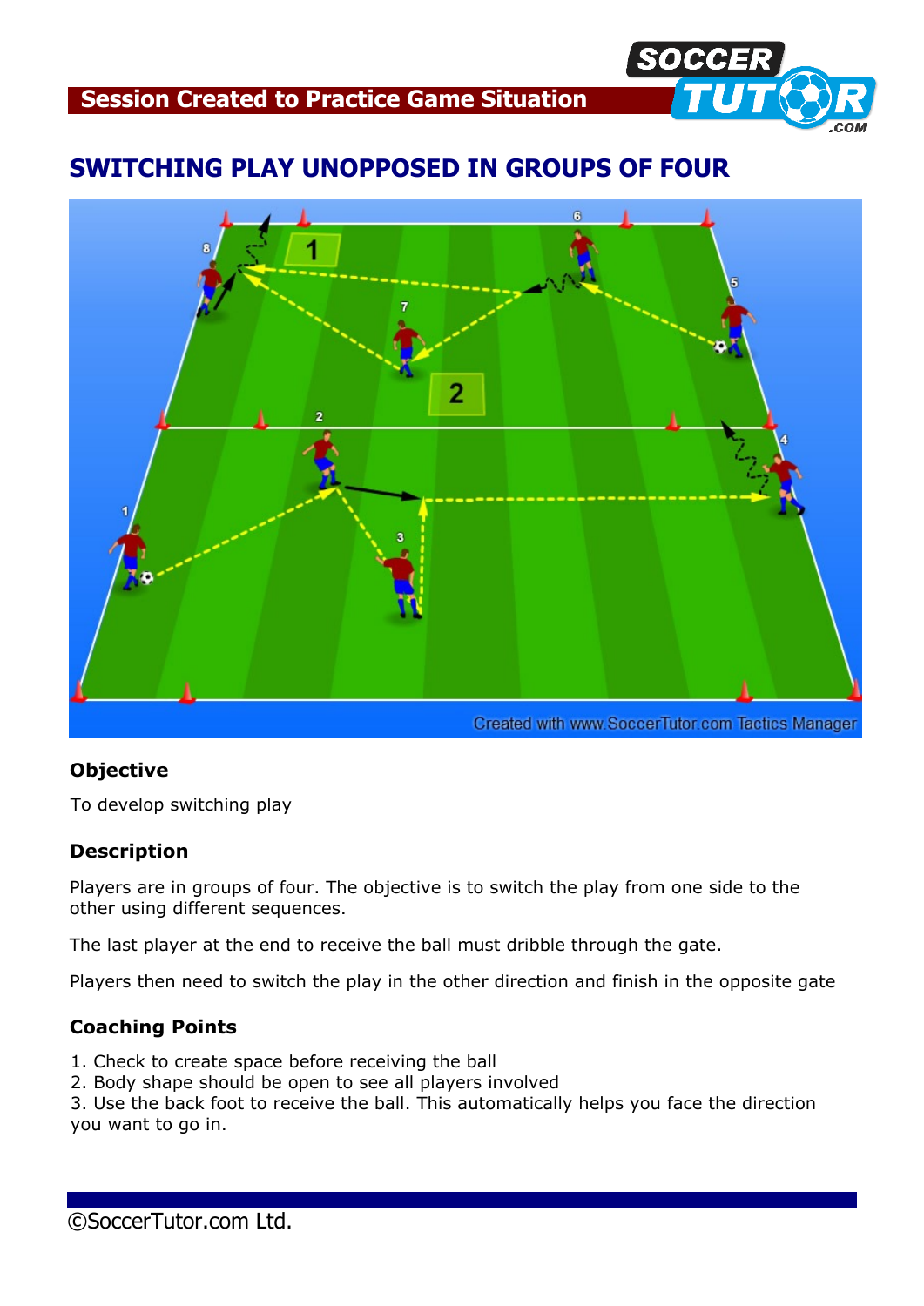## SWITCHING PLAY UNOPPOSED IN GROUPS OF FOUR

### Objective

To develop switching play

### Description

Players are in groups of four. The objective is to switch the play from one side to the other using different sequences.

The last player at the end to receive the ball must dribble through the gate.

Players then need to switch the play in the other direction and finish in the opposite gate

### Coaching Points

1. Check to create space before receiving the ball
2. Body shape should be open to see all players involved
3. Use the back foot to receive the ball. This automatically helps you face the direction you want to go in.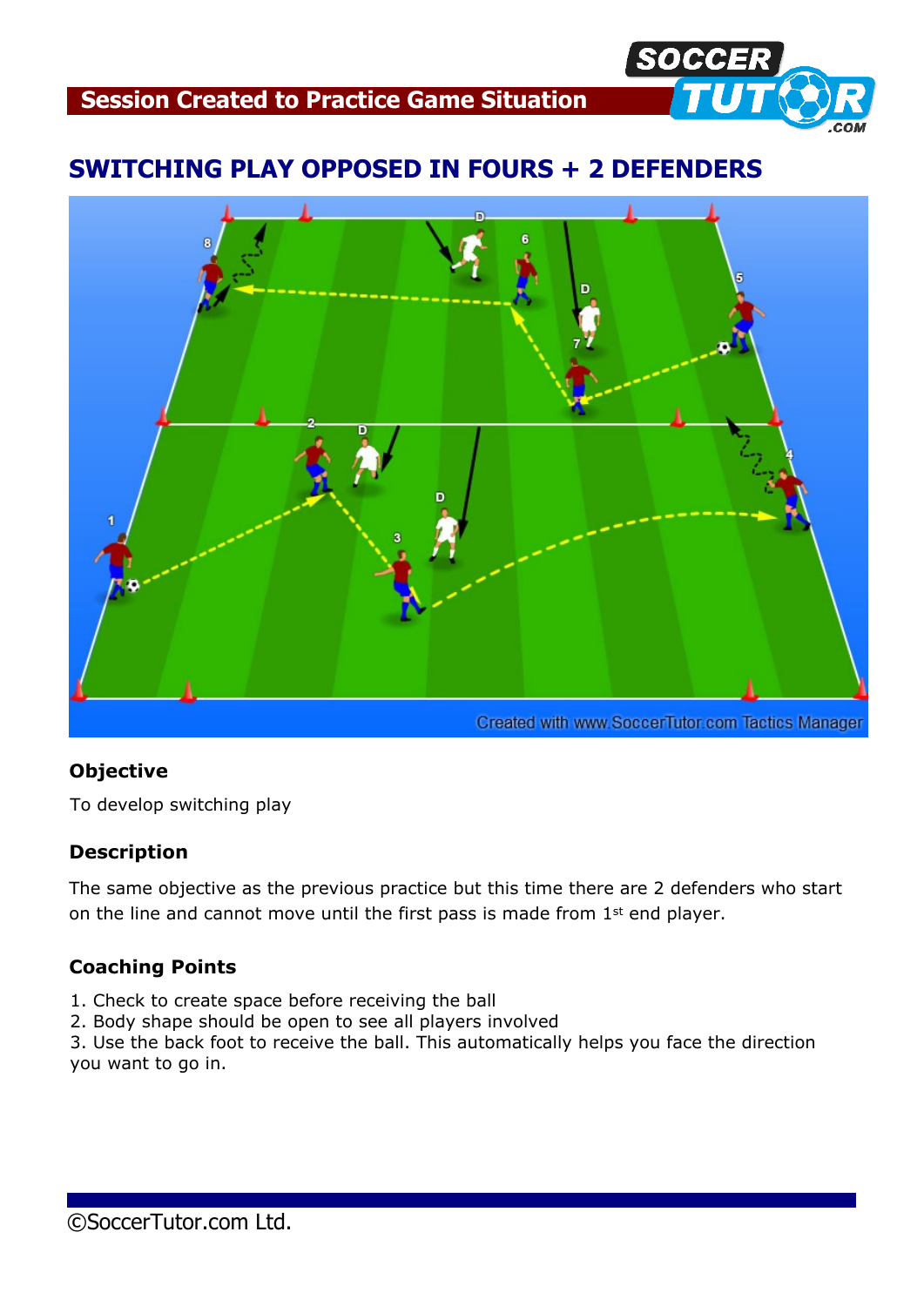## SWITCHING PLAY OPPOSED IN FOURS + 2 DEFENDERS

### Objective

To develop switching play

### Description

The same objective as the previous practice but this time there are 2 defenders who start on the line and cannot move until the first pass is made from 1st end player.

### Coaching Points

1. Check to create space before receiving the ball
2. Body shape should be open to see all players involved
3. Use the back foot to receive the ball. This automatically helps you face the direction you want to go in.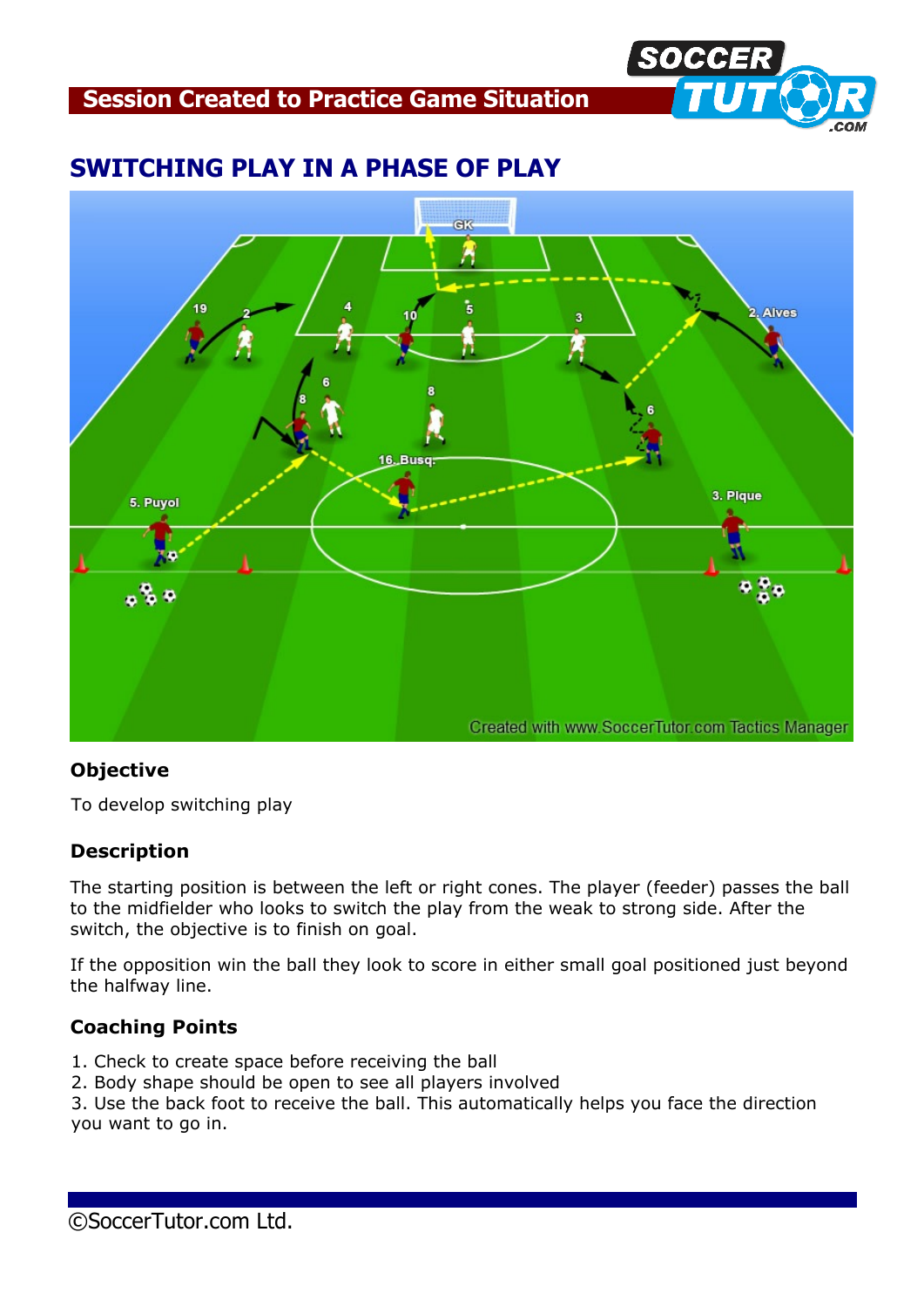## Session Created to Practice Game Situation

# SWITCHING PLAY IN A PHASE OF PLAY

### Objective

To develop switching play

### Description

The starting position is between the left or right cones. The player (feeder) passes the ball to the midfielder who looks to switch the play from the weak to strong side. After the switch, the objective is to finish on goal.

If the opposition win the ball they look to score in either small goal positioned just beyond the halfway line.

### Coaching Points

1. Check to create space before receiving the ball
2. Body shape should be open to see all players involved
3. Use the back foot to receive the ball. This automatically helps you face the direction you want to go in.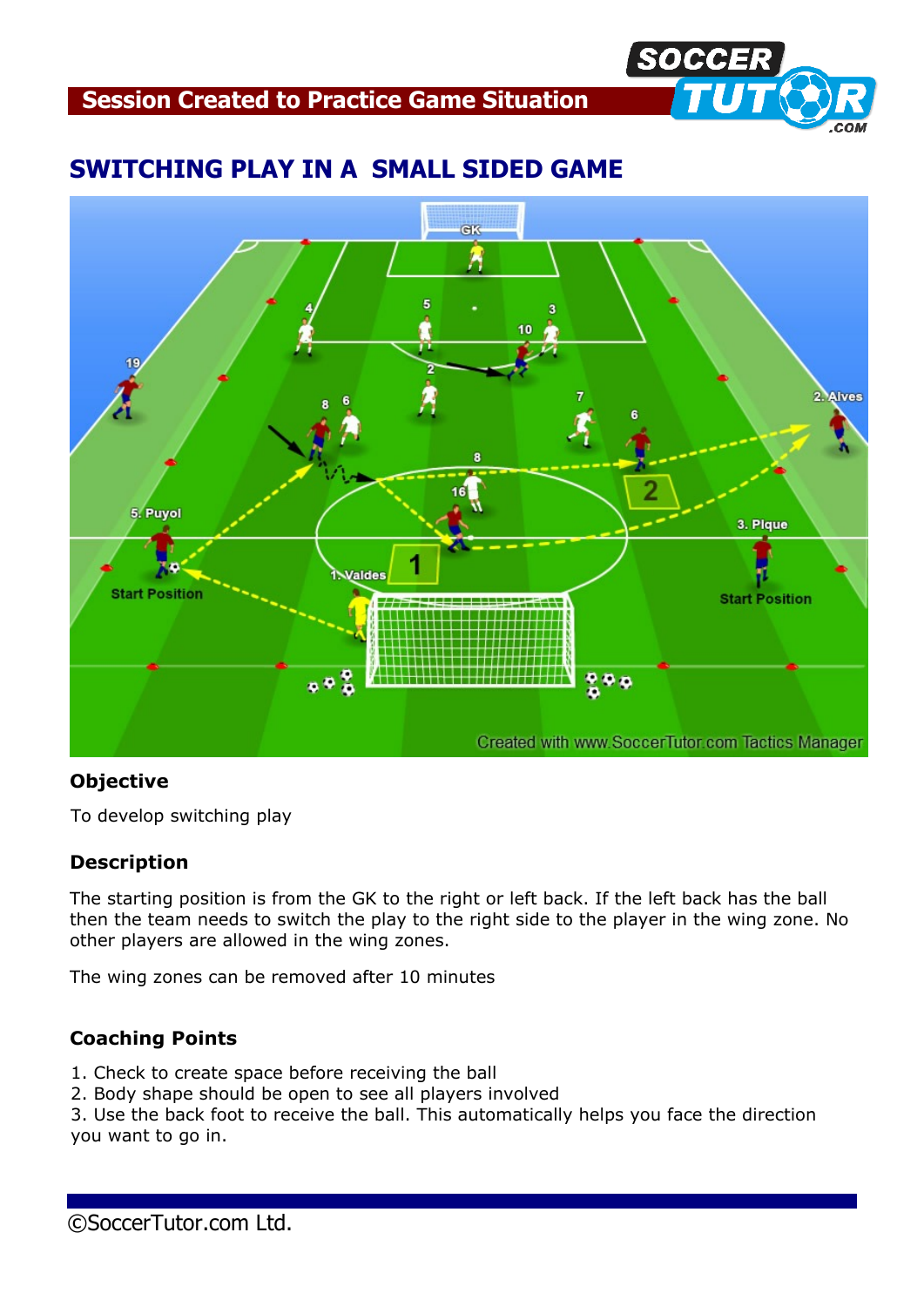**Session Created to Practice Game Situation**

## SWITCHING PLAY IN A SMALL SIDED GAME

### Objective

To develop switching play

### Description

The starting position is from the GK to the right or left back. If the left back has the ball then the team needs to switch the play to the right side to the player in the wing zone. No other players are allowed in the wing zones.

The wing zones can be removed after 10 minutes

### Coaching Points

1. Check to create space before receiving the ball
2. Body shape should be open to see all players involved
3. Use the back foot to receive the ball. This automatically helps you face the direction you want to go in.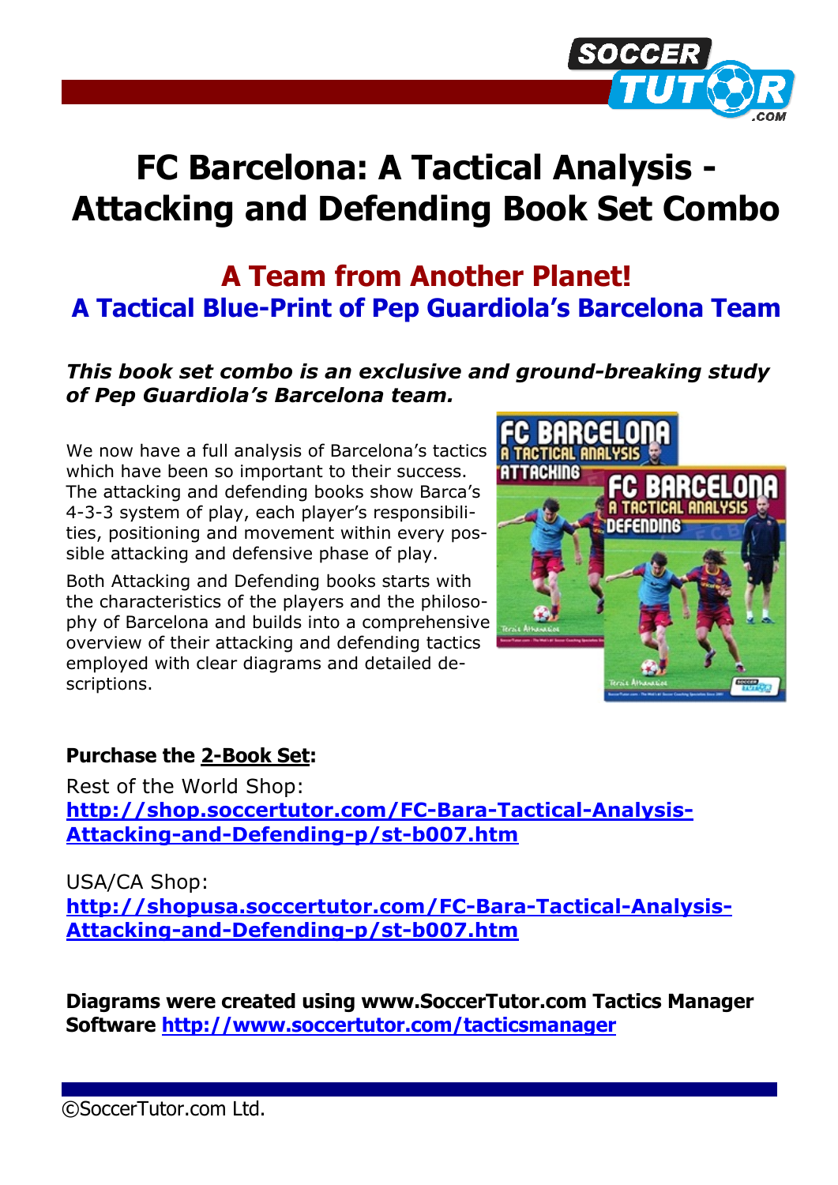# FC Barcelona: A Tactical Analysis - Attacking and Defending Book Set Combo

## A Team from Another Planet!

## A Tactical Blue-Print of Pep Guardiola's Barcelona Team

***This book set combo is an exclusive and ground-breaking study of Pep Guardiola's Barcelona team.***

We now have a full analysis of Barcelona's tactics which have been so important to their success. The attacking and defending books show Barca's 4-3-3 system of play, each player's responsibilities, positioning and movement within every possible attacking and defensive phase of play.

Both Attacking and Defending books starts with the characteristics of the players and the philosophy of Barcelona and builds into a comprehensive overview of their attacking and defending tactics employed with clear diagrams and detailed descriptions.

**Purchase the 2-Book Set:**

Rest of the World Shop:
**http://shop.soccertutor.com/FC-Bara-Tactical-Analysis-Attacking-and-Defending-p/st-b007.htm**

USA/CA Shop:
**http://shopusa.soccertutor.com/FC-Bara-Tactical-Analysis-Attacking-and-Defending-p/st-b007.htm**

**Diagrams were created using www.SoccerTutor.com Tactics Manager Software http://www.soccertutor.com/tacticsmanager**

©SoccerTutor.com Ltd.